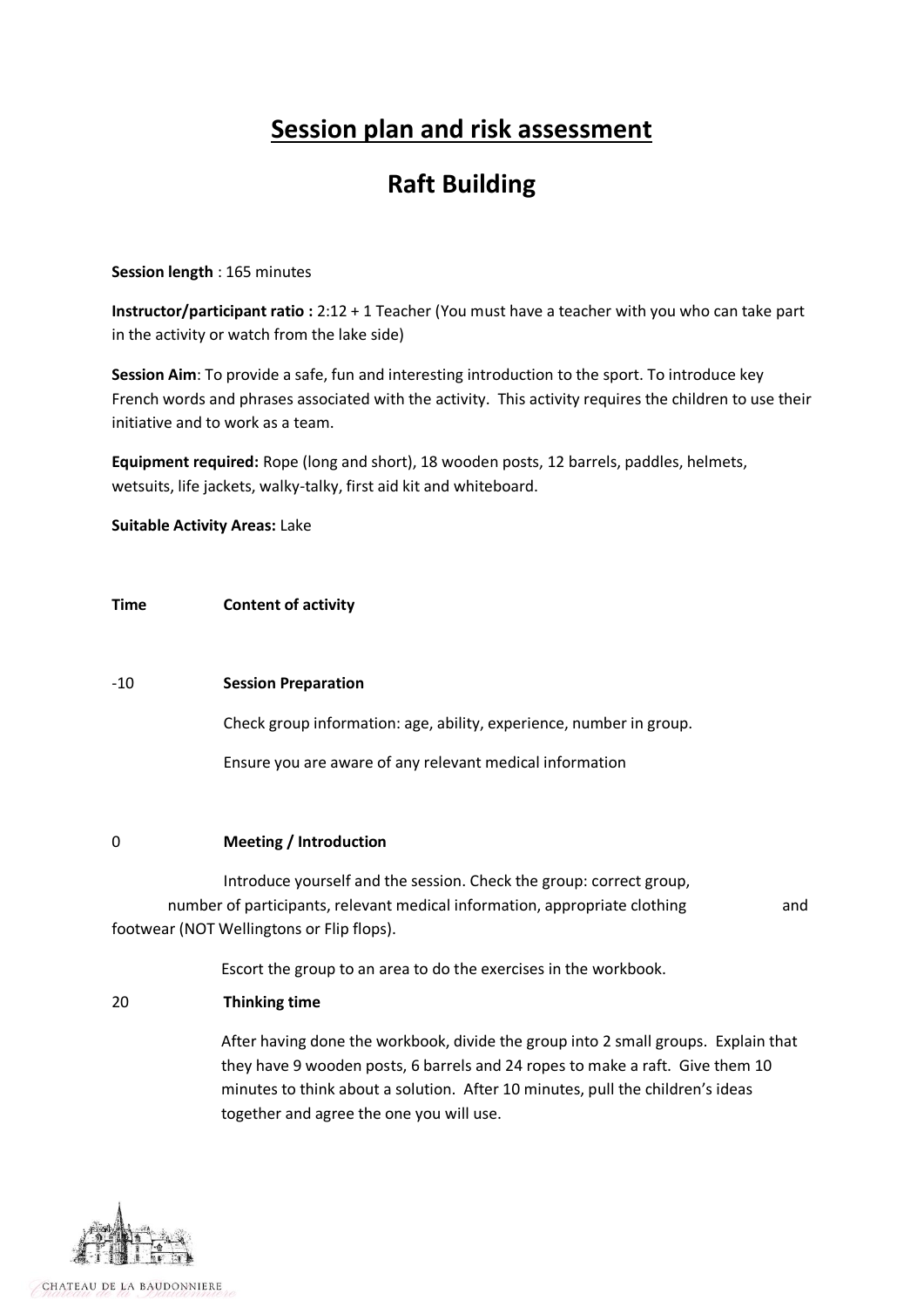# Session plan and risk assessment

## Raft Building

**Session length** : 165 minutes

**Instructor/participant ratio :** 2:12 + 1 Teacher (You must have a teacher with you who can take part in the activity or watch from the lake side)

**Session Aim**: To provide a safe, fun and interesting introduction to the sport. To introduce key French words and phrases associated with the activity. This activity requires the children to use their initiative and to work as a team.

**Equipment required:** Rope (long and short), 18 wooden posts, 12 barrels, paddles, helmets, wetsuits, life jackets, walky-talky, first aid kit and whiteboard.

**Suitable Activity Areas:** Lake

| **Time** | **Content of activity** |
|---|---|
| -10 | **Session Preparation**<br><br>Check group information: age, ability, experience, number in group.<br><br>Ensure you are aware of any relevant medical information |
| 0 | **Meeting / Introduction**<br><br>Introduce yourself and the session. Check the group: correct group, number of participants, relevant medical information, appropriate clothing and footwear (NOT Wellingtons or Flip flops).<br><br>Escort the group to an area to do the exercises in the workbook. |
| 20 | **Thinking time**<br><br>After having done the workbook, divide the group into 2 small groups. Explain that they have 9 wooden posts, 6 barrels and 24 ropes to make a raft. Give them 10 minutes to think about a solution. After 10 minutes, pull the children's ideas together and agree the one you will use. |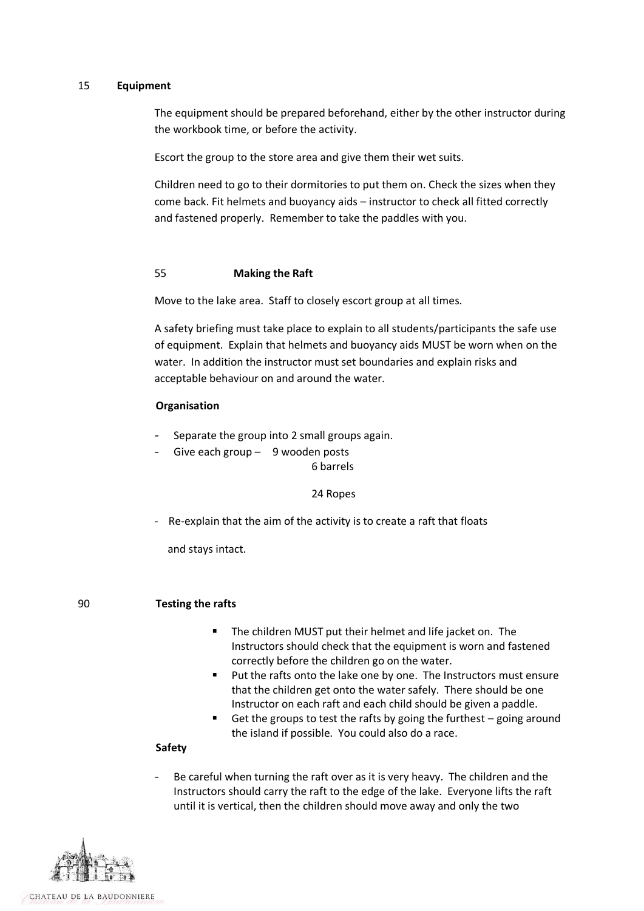15 **Equipment**

The equipment should be prepared beforehand, either by the other instructor during the workbook time, or before the activity.

Escort the group to the store area and give them their wet suits.

Children need to go to their dormitories to put them on. Check the sizes when they come back. Fit helmets and buoyancy aids – instructor to check all fitted correctly and fastened properly. Remember to take the paddles with you.

55 **Making the Raft**

Move to the lake area. Staff to closely escort group at all times.

A safety briefing must take place to explain to all students/participants the safe use of equipment. Explain that helmets and buoyancy aids MUST be worn when on the water. In addition the instructor must set boundaries and explain risks and acceptable behaviour on and around the water.

**Organisation**

- Separate the group into 2 small groups again.
- Give each group – 9 wooden posts
  6 barrels
  24 Ropes
- Re-explain that the aim of the activity is to create a raft that floats and stays intact.

90 **Testing the rafts**

- The children MUST put their helmet and life jacket on. The Instructors should check that the equipment is worn and fastened correctly before the children go on the water.
- Put the rafts onto the lake one by one. The Instructors must ensure that the children get onto the water safely. There should be one Instructor on each raft and each child should be given a paddle.
- Get the groups to test the rafts by going the furthest – going around the island if possible. You could also do a race.

**Safety**

- Be careful when turning the raft over as it is very heavy. The children and the Instructors should carry the raft to the edge of the lake. Everyone lifts the raft until it is vertical, then the children should move away and only the two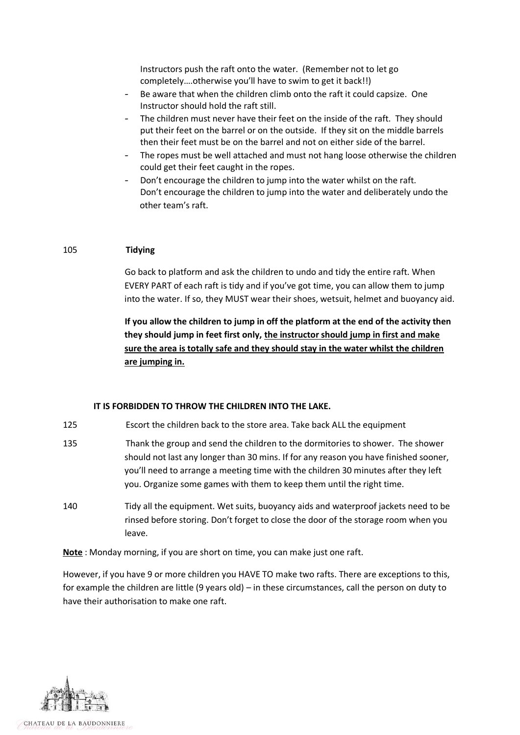Instructors push the raft onto the water. (Remember not to let go completely….otherwise you'll have to swim to get it back!!)

- Be aware that when the children climb onto the raft it could capsize. One Instructor should hold the raft still.
- The children must never have their feet on the inside of the raft. They should put their feet on the barrel or on the outside. If they sit on the middle barrels then their feet must be on the barrel and not on either side of the barrel.
- The ropes must be well attached and must not hang loose otherwise the children could get their feet caught in the ropes.
- Don't encourage the children to jump into the water whilst on the raft. Don't encourage the children to jump into the water and deliberately undo the other team's raft.

105 **Tidying**

Go back to platform and ask the children to undo and tidy the entire raft. When EVERY PART of each raft is tidy and if you've got time, you can allow them to jump into the water. If so, they MUST wear their shoes, wetsuit, helmet and buoyancy aid.

**If you allow the children to jump in off the platform at the end of the activity then they should jump in feet first only, <u>the instructor should jump in first and make sure the area is totally safe and they should stay in the water whilst the children are jumping in.</u>**

**IT IS FORBIDDEN TO THROW THE CHILDREN INTO THE LAKE.**

125 Escort the children back to the store area. Take back ALL the equipment

135 Thank the group and send the children to the dormitories to shower. The shower should not last any longer than 30 mins. If for any reason you have finished sooner, you'll need to arrange a meeting time with the children 30 minutes after they left you. Organize some games with them to keep them until the right time.

140 Tidy all the equipment. Wet suits, buoyancy aids and waterproof jackets need to be rinsed before storing. Don't forget to close the door of the storage room when you leave.

**<u>Note</u>** : Monday morning, if you are short on time, you can make just one raft.

However, if you have 9 or more children you HAVE TO make two rafts. There are exceptions to this, for example the children are little (9 years old) – in these circumstances, call the person on duty to have their authorisation to make one raft.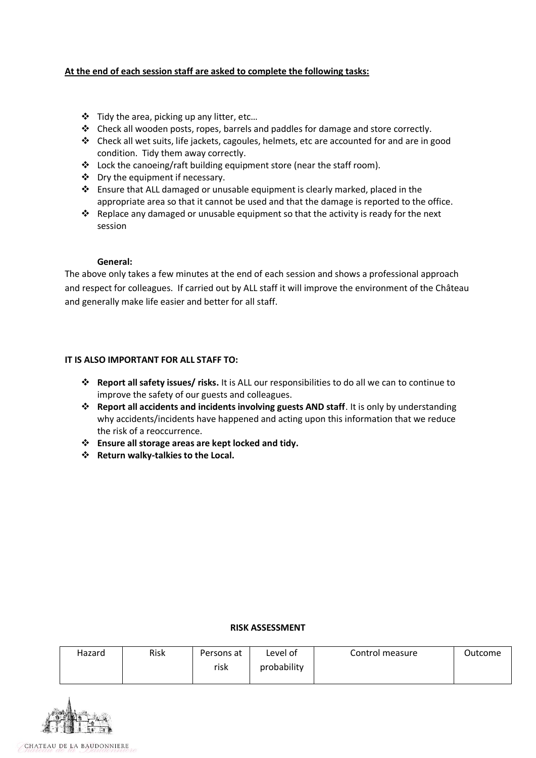**At the end of each session staff are asked to complete the following tasks:**

- Tidy the area, picking up any litter, etc…
- Check all wooden posts, ropes, barrels and paddles for damage and store correctly.
- Check all wet suits, life jackets, cagoules, helmets, etc are accounted for and are in good condition. Tidy them away correctly.
- Lock the canoeing/raft building equipment store (near the staff room).
- Dry the equipment if necessary.
- Ensure that ALL damaged or unusable equipment is clearly marked, placed in the appropriate area so that it cannot be used and that the damage is reported to the office.
- Replace any damaged or unusable equipment so that the activity is ready for the next session

**General:**

The above only takes a few minutes at the end of each session and shows a professional approach and respect for colleagues. If carried out by ALL staff it will improve the environment of the Château and generally make life easier and better for all staff.

**IT IS ALSO IMPORTANT FOR ALL STAFF TO:**

- **Report all safety issues/ risks.** It is ALL our responsibilities to do all we can to continue to improve the safety of our guests and colleagues.
- **Report all accidents and incidents involving guests AND staff**. It is only by understanding why accidents/incidents have happened and acting upon this information that we reduce the risk of a reoccurrence.
- **Ensure all storage areas are kept locked and tidy.**
- **Return walky-talkies to the Local.**

**RISK ASSESSMENT**

| Hazard | Risk | Persons at risk | Level of probability | Control measure | Outcome |
|---|---|---|---|---|---|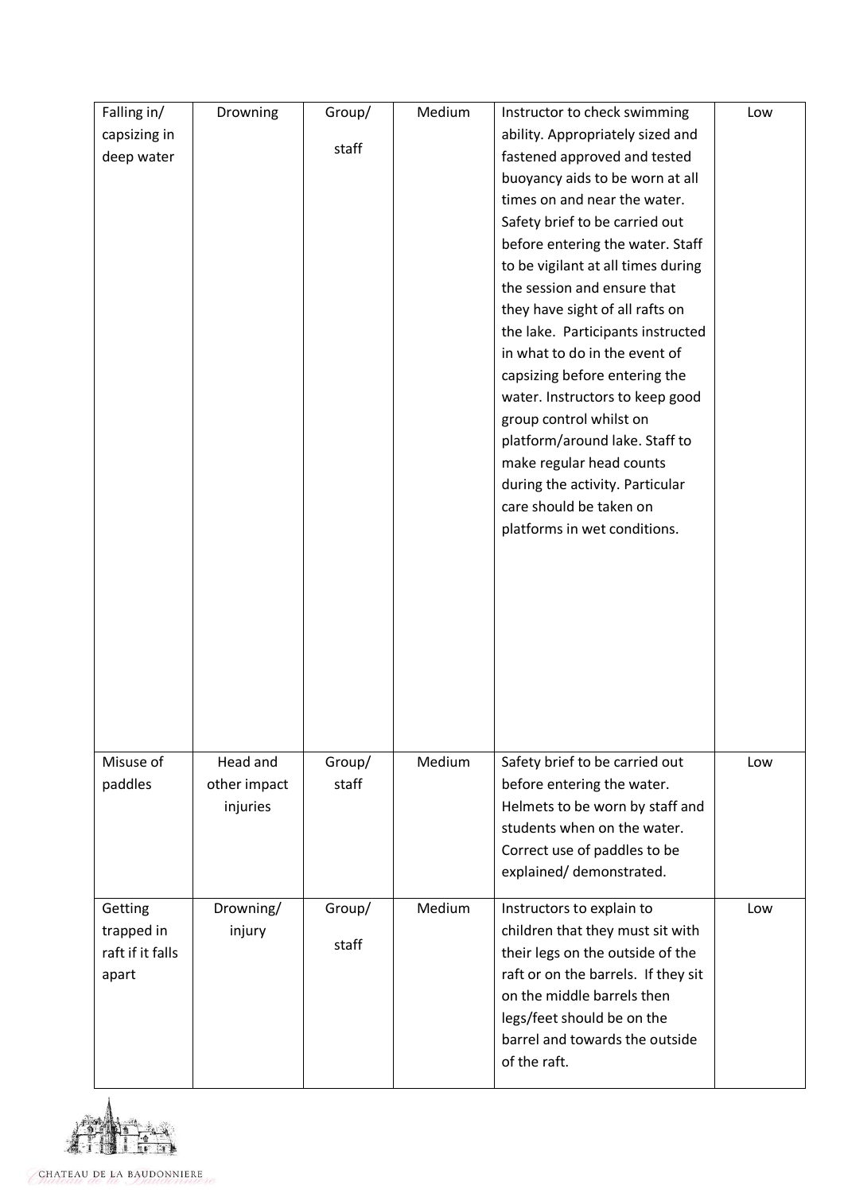| Falling in/ capsizing in deep water | Drowning | Group/ staff | Medium | Instructor to check swimming ability. Appropriately sized and fastened approved and tested buoyancy aids to be worn at all times on and near the water. Safety brief to be carried out before entering the water. Staff to be vigilant at all times during the session and ensure that they have sight of all rafts on the lake. Participants instructed in what to do in the event of capsizing before entering the water. Instructors to keep good group control whilst on platform/around lake. Staff to make regular head counts during the activity. Particular care should be taken on platforms in wet conditions. | Low |
|---|---|---|---|---|---|
| Misuse of paddles | Head and other impact injuries | Group/ staff | Medium | Safety brief to be carried out before entering the water. Helmets to be worn by staff and students when on the water. Correct use of paddles to be explained/ demonstrated. | Low |
| Getting trapped in raft if it falls apart | Drowning/ injury | Group/ staff | Medium | Instructors to explain to children that they must sit with their legs on the outside of the raft or on the barrels. If they sit on the middle barrels then legs/feet should be on the barrel and towards the outside of the raft. | Low |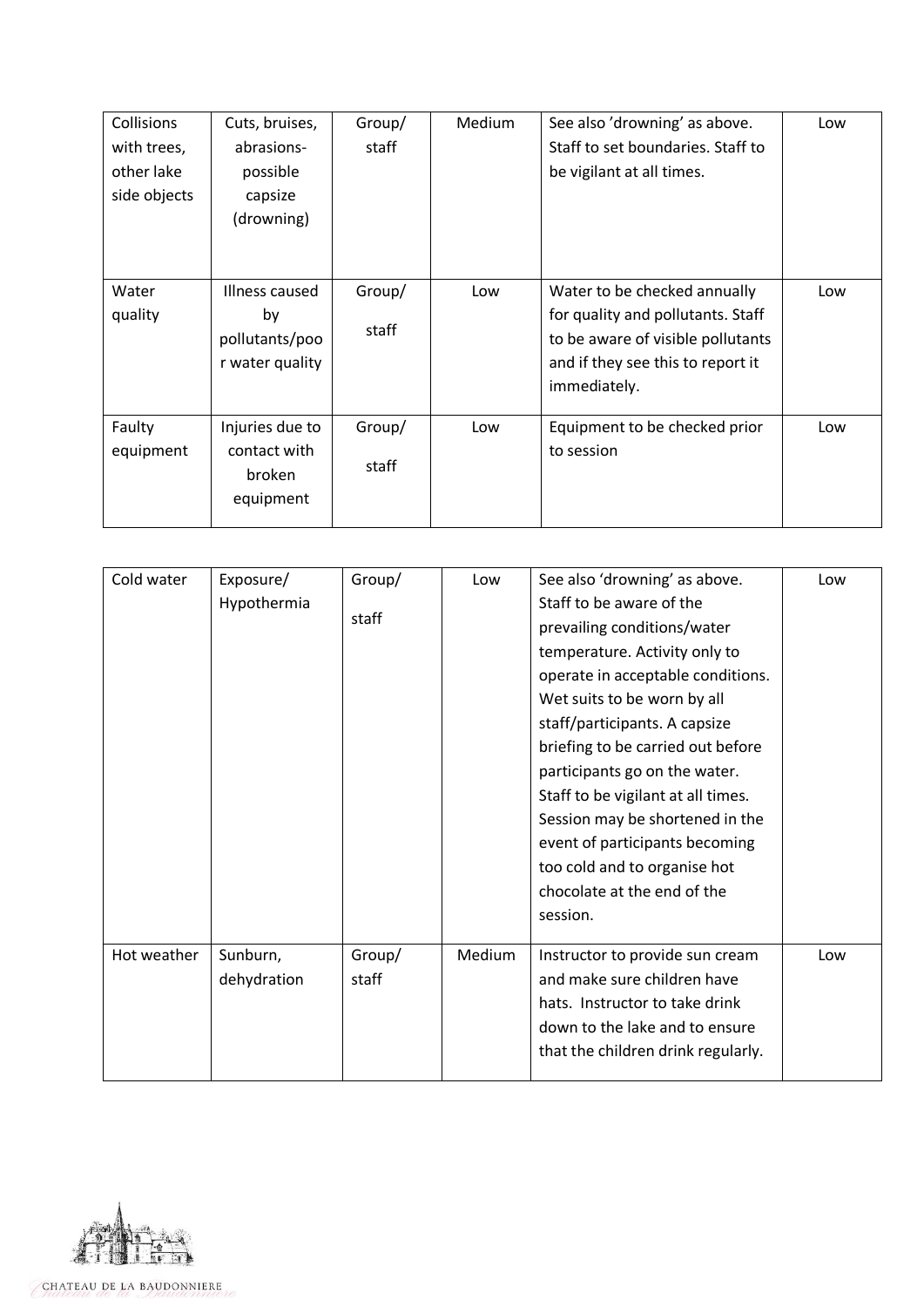| | | | | | |
|---|---|---|---|---|---|
| Collisions with trees, other lake side objects | Cuts, bruises, abrasions- possible capsize (drowning) | Group/ staff | Medium | See also 'drowning' as above. Staff to set boundaries. Staff to be vigilant at all times. | Low |
| Water quality | Illness caused by pollutants/poor water quality | Group/ staff | Low | Water to be checked annually for quality and pollutants. Staff to be aware of visible pollutants and if they see this to report it immediately. | Low |
| Faulty equipment | Injuries due to contact with broken equipment | Group/ staff | Low | Equipment to be checked prior to session | Low |

| | | | | | |
|---|---|---|---|---|---|
| Cold water | Exposure/ Hypothermia | Group/ staff | Low | See also 'drowning' as above. Staff to be aware of the prevailing conditions/water temperature. Activity only to operate in acceptable conditions. Wet suits to be worn by all staff/participants. A capsize briefing to be carried out before participants go on the water. Staff to be vigilant at all times. Session may be shortened in the event of participants becoming too cold and to organise hot chocolate at the end of the session. | Low |
| Hot weather | Sunburn, dehydration | Group/ staff | Medium | Instructor to provide sun cream and make sure children have hats. Instructor to take drink down to the lake and to ensure that the children drink regularly. | Low |